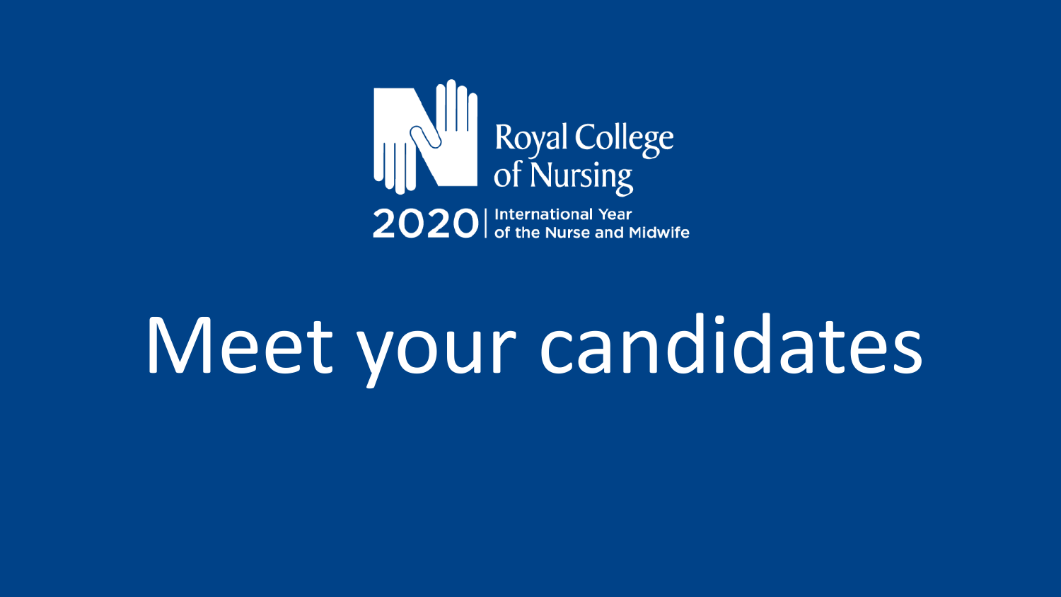Royal College of Nursing

2020 | International Year of the Nurse and Midwife

# Meet your candidates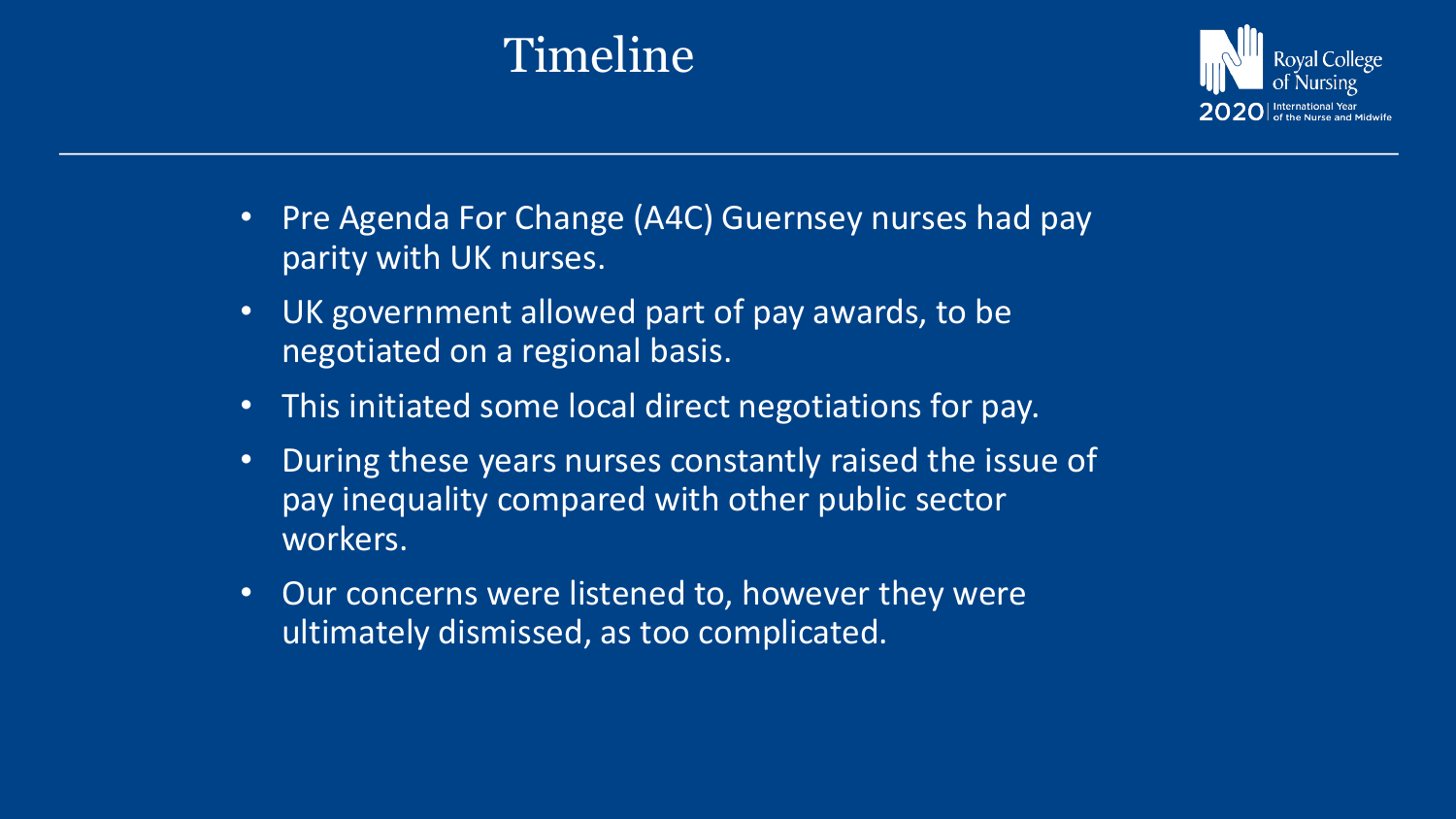# Timeline

- Pre Agenda For Change (A4C) Guernsey nurses had pay parity with UK nurses.
- UK government allowed part of pay awards, to be negotiated on a regional basis.
- This initiated some local direct negotiations for pay.
- During these years nurses constantly raised the issue of pay inequality compared with other public sector workers.
- Our concerns were listened to, however they were ultimately dismissed, as too complicated.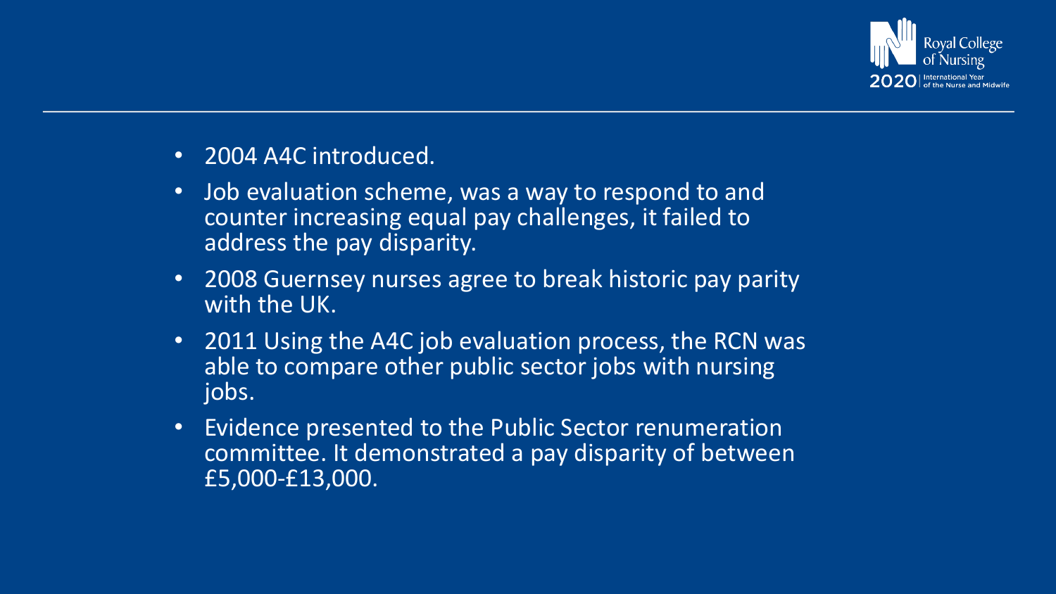- 2004 A4C introduced.
- Job evaluation scheme, was a way to respond to and counter increasing equal pay challenges, it failed to address the pay disparity.
- 2008 Guernsey nurses agree to break historic pay parity with the UK.
- 2011 Using the A4C job evaluation process, the RCN was able to compare other public sector jobs with nursing jobs.
- Evidence presented to the Public Sector renumeration committee. It demonstrated a pay disparity of between £5,000-£13,000.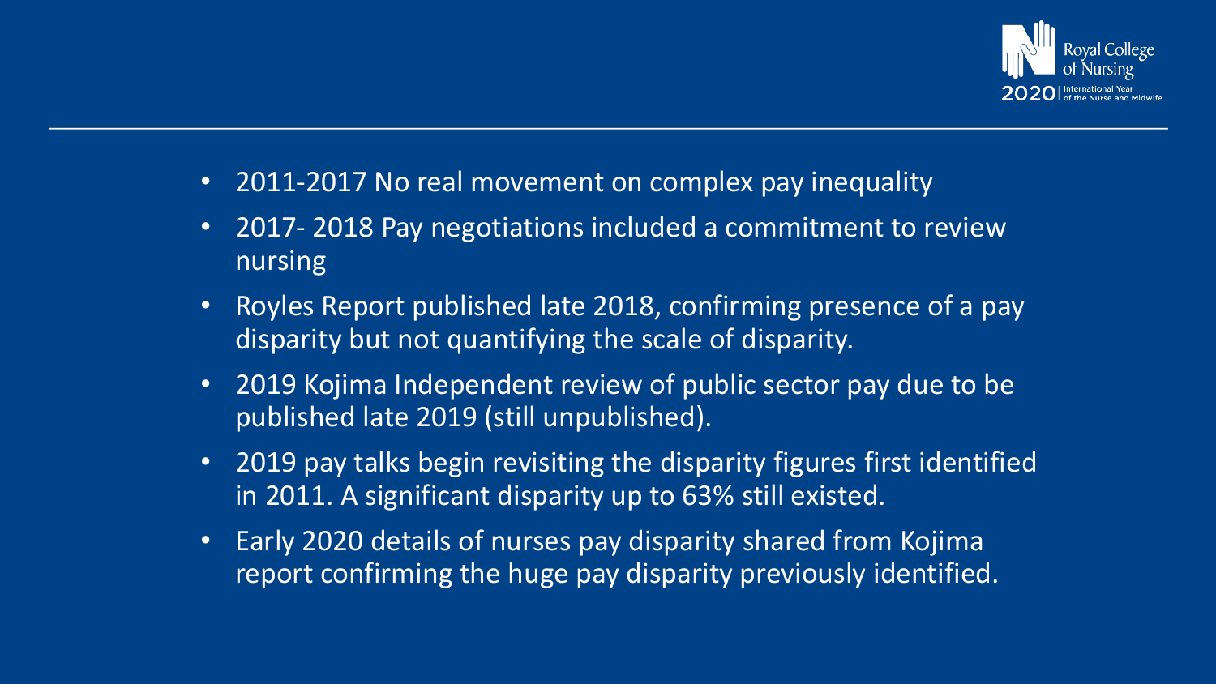- 2011-2017 No real movement on complex pay inequality
- 2017- 2018 Pay negotiations included a commitment to review nursing
- Royles Report published late 2018, confirming presence of a pay disparity but not quantifying the scale of disparity.
- 2019 Kojima Independent review of public sector pay due to be published late 2019 (still unpublished).
- 2019 pay talks begin revisiting the disparity figures first identified in 2011. A significant disparity up to 63% still existed.
- Early 2020 details of nurses pay disparity shared from Kojima report confirming the huge pay disparity previously identified.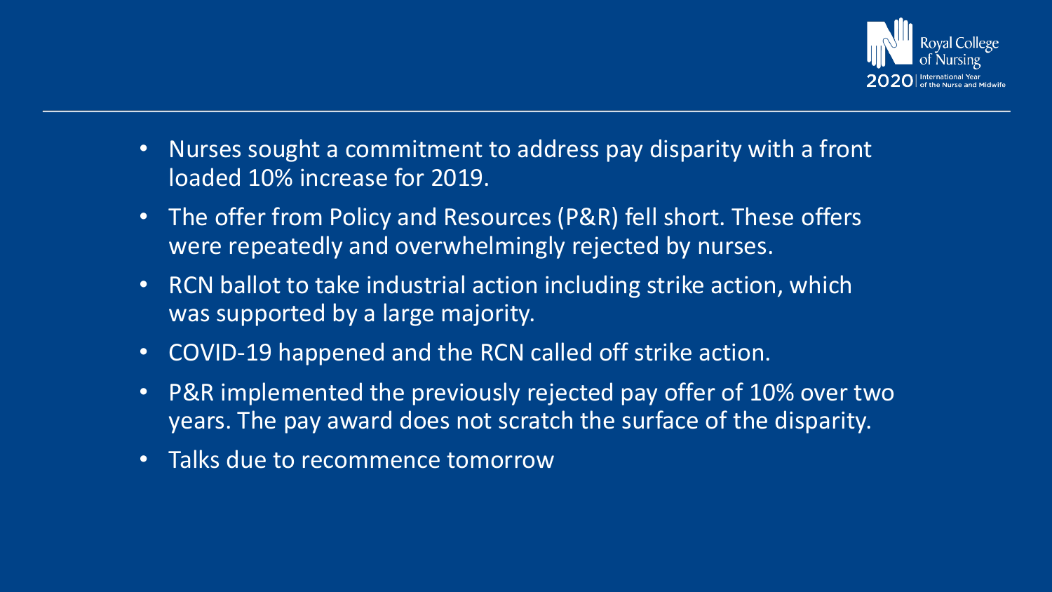- Nurses sought a commitment to address pay disparity with a front loaded 10% increase for 2019.
- The offer from Policy and Resources (P&R) fell short. These offers were repeatedly and overwhelmingly rejected by nurses.
- RCN ballot to take industrial action including strike action, which was supported by a large majority.
- COVID-19 happened and the RCN called off strike action.
- P&R implemented the previously rejected pay offer of 10% over two years. The pay award does not scratch the surface of the disparity.
- Talks due to recommence tomorrow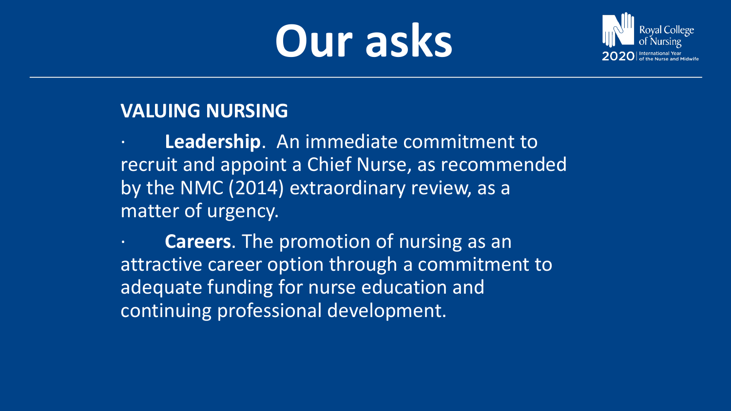# Our asks

**VALUING NURSING**

- **Leadership**. An immediate commitment to recruit and appoint a Chief Nurse, as recommended by the NMC (2014) extraordinary review, as a matter of urgency.
- **Careers**. The promotion of nursing as an attractive career option through a commitment to adequate funding for nurse education and continuing professional development.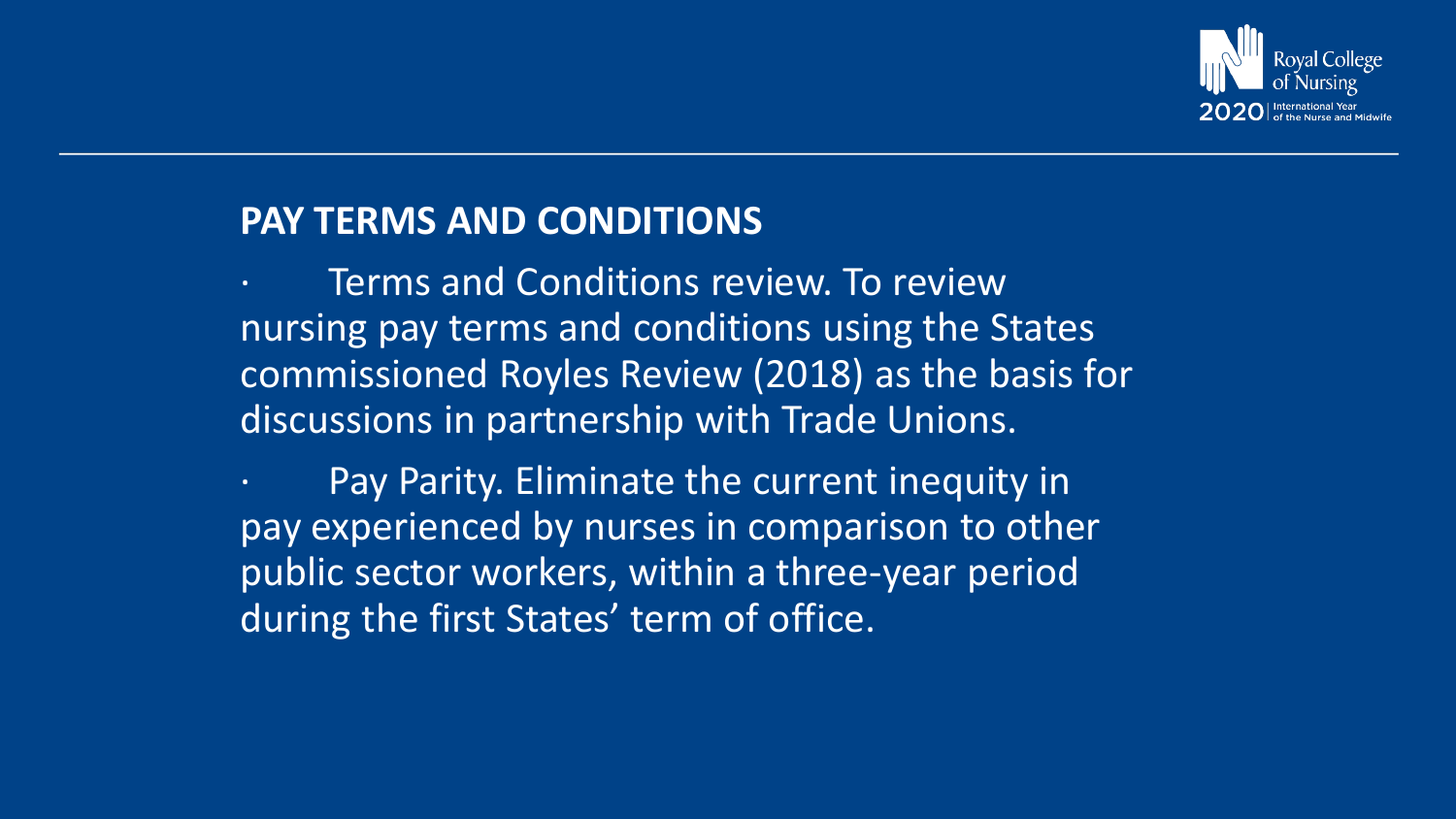## PAY TERMS AND CONDITIONS

- Terms and Conditions review. To review nursing pay terms and conditions using the States commissioned Royles Review (2018) as the basis for discussions in partnership with Trade Unions.
- Pay Parity. Eliminate the current inequity in pay experienced by nurses in comparison to other public sector workers, within a three-year period during the first States' term of office.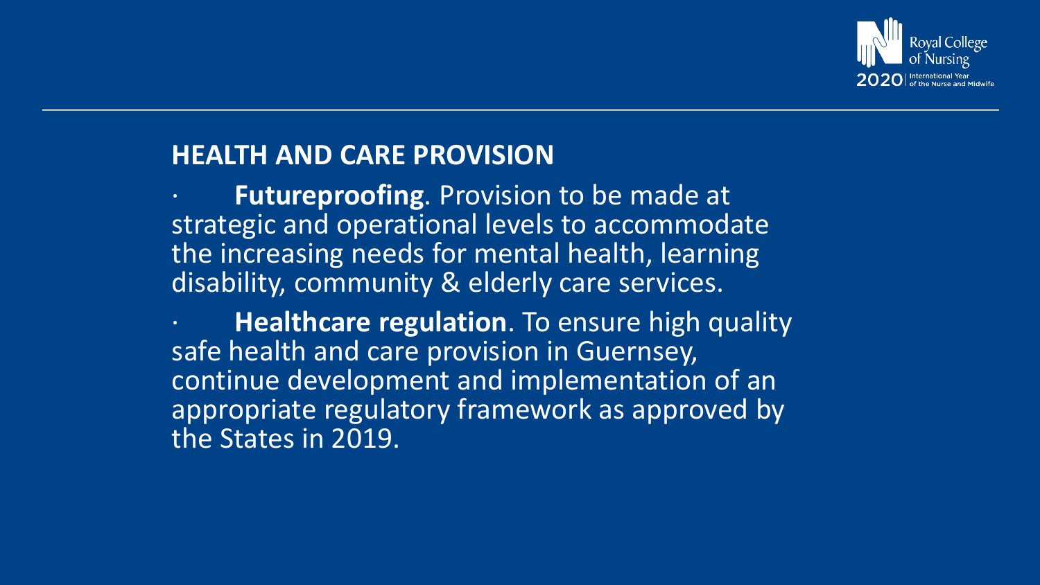## HEALTH AND CARE PROVISION

- **Futureproofing**. Provision to be made at strategic and operational levels to accommodate the increasing needs for mental health, learning disability, community & elderly care services.
- **Healthcare regulation**. To ensure high quality safe health and care provision in Guernsey, continue development and implementation of an appropriate regulatory framework as approved by the States in 2019.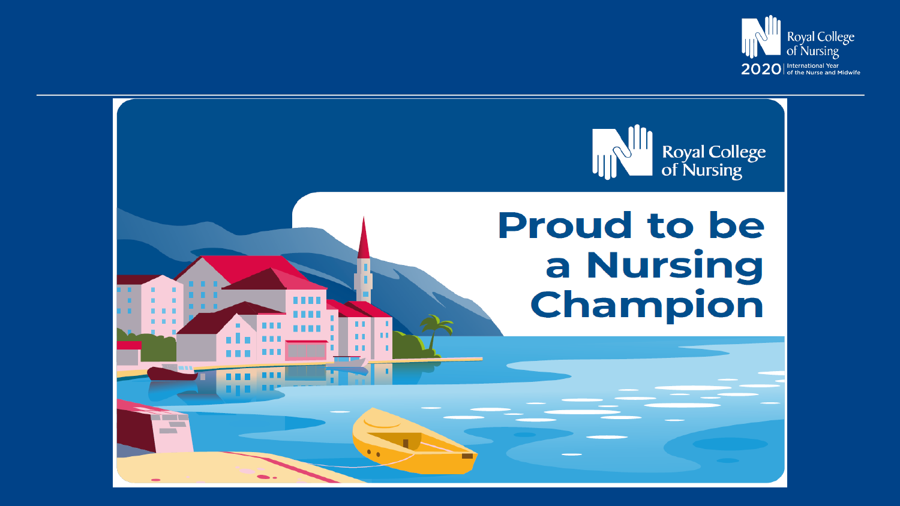Royal College of Nursing

2020 | International Year of the Nurse and Midwife

Royal College of Nursing

# Proud to be a Nursing Champion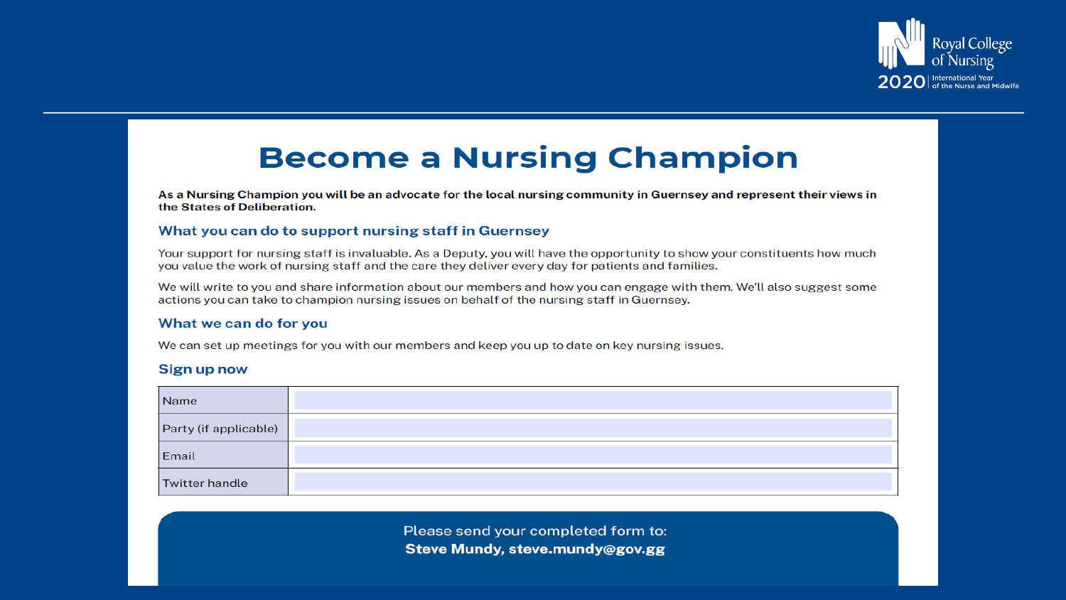# Become a Nursing Champion

**As a Nursing Champion you will be an advocate for the local nursing community in Guernsey and represent their views in the States of Deliberation.**

## What you can do to support nursing staff in Guernsey

Your support for nursing staff is invaluable. As a Deputy, you will have the opportunity to show your constituents how much you value the work of nursing staff and the care they deliver every day for patients and families.

We will write to you and share information about our members and how you can engage with them. We'll also suggest some actions you can take to champion nursing issues on behalf of the nursing staff in Guernsey.

## What we can do for you

We can set up meetings for you with our members and keep you up to date on key nursing issues.

## Sign up now

| | |
|---|---|
| Name | |
| Party (if applicable) | |
| Email | |
| Twitter handle | |

Please send your completed form to:
**Steve Mundy, steve.mundy@gov.gg**